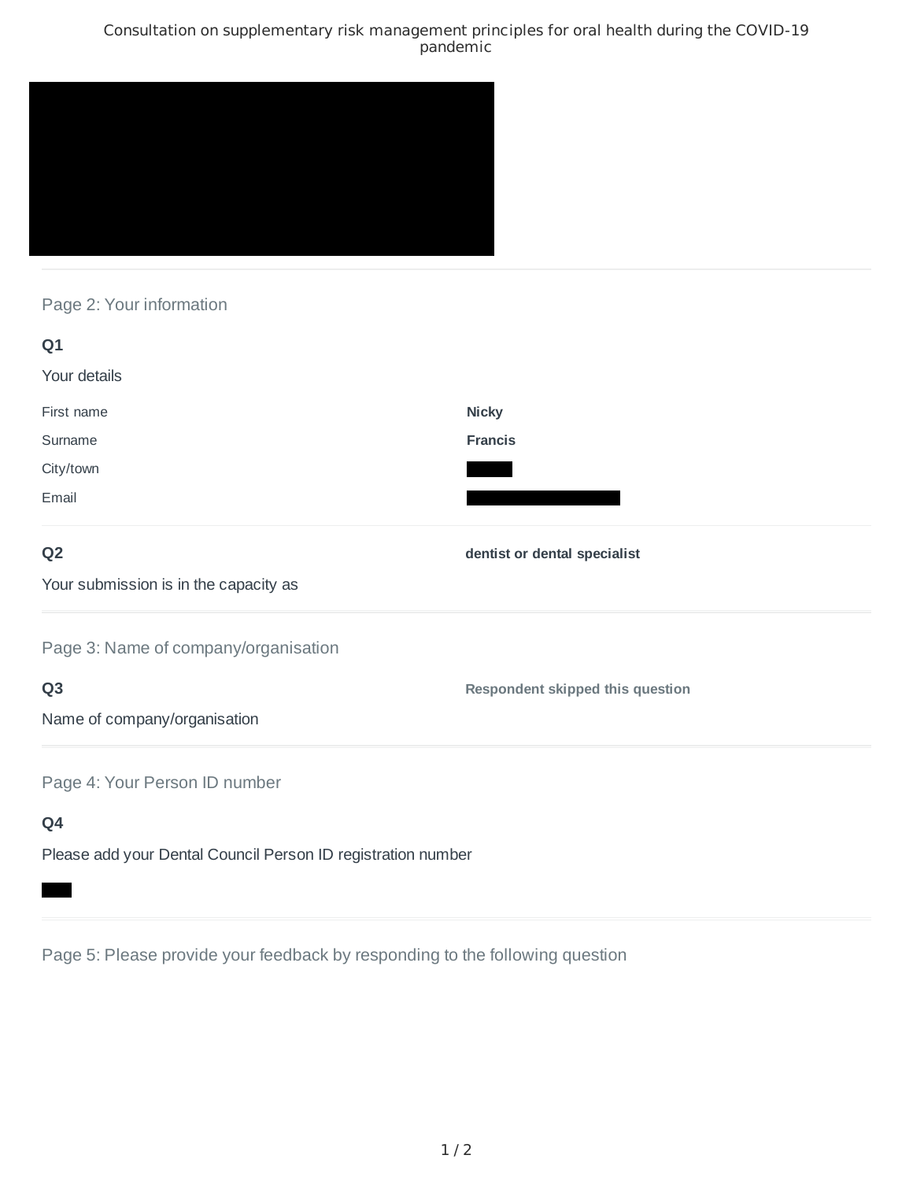# Consultation on supplementary risk management principles for oral health during the COVID-19 pandemic

## Page 2: Your information

**Q1**

Your details

| | |
|---|---|
| First name | **Nicky** |
| Surname | **Francis** |
| City/town | |
| Email | |

**Q2**

Your submission is in the capacity as

**dentist or dental specialist**

## Page 3: Name of company/organisation

**Q3**

Name of company/organisation

**Respondent skipped this question**

## Page 4: Your Person ID number

**Q4**

Please add your Dental Council Person ID registration number

## Page 5: Please provide your feedback by responding to the following question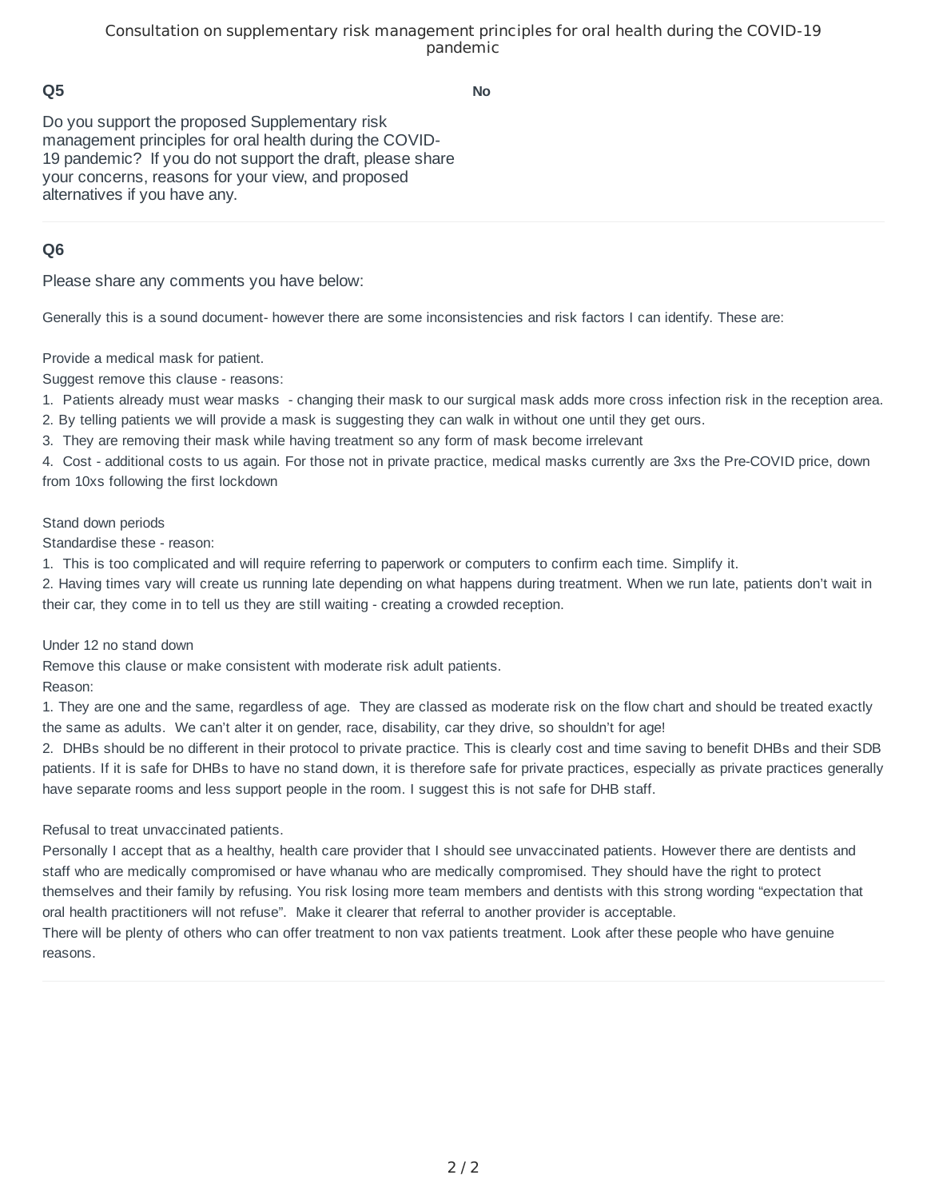**Q5**

Do you support the proposed Supplementary risk management principles for oral health during the COVID-19 pandemic? If you do not support the draft, please share your concerns, reasons for your view, and proposed alternatives if you have any.

**No**

**Q6**

Please share any comments you have below:

Generally this is a sound document- however there are some inconsistencies and risk factors I can identify. These are:

Provide a medical mask for patient.
Suggest remove this clause - reasons:
1. Patients already must wear masks - changing their mask to our surgical mask adds more cross infection risk in the reception area.
2. By telling patients we will provide a mask is suggesting they can walk in without one until they get ours.
3. They are removing their mask while having treatment so any form of mask become irrelevant
4. Cost - additional costs to us again. For those not in private practice, medical masks currently are 3xs the Pre-COVID price, down from 10xs following the first lockdown

Stand down periods
Standardise these - reason:
1. This is too complicated and will require referring to paperwork or computers to confirm each time. Simplify it.
2. Having times vary will create us running late depending on what happens during treatment. When we run late, patients don't wait in their car, they come in to tell us they are still waiting - creating a crowded reception.

Under 12 no stand down
Remove this clause or make consistent with moderate risk adult patients.
Reason:
1. They are one and the same, regardless of age. They are classed as moderate risk on the flow chart and should be treated exactly the same as adults. We can't alter it on gender, race, disability, car they drive, so shouldn't for age!
2. DHBs should be no different in their protocol to private practice. This is clearly cost and time saving to benefit DHBs and their SDB patients. If it is safe for DHBs to have no stand down, it is therefore safe for private practices, especially as private practices generally have separate rooms and less support people in the room. I suggest this is not safe for DHB staff.

Refusal to treat unvaccinated patients.
Personally I accept that as a healthy, health care provider that I should see unvaccinated patients. However there are dentists and staff who are medically compromised or have whanau who are medically compromised. They should have the right to protect themselves and their family by refusing. You risk losing more team members and dentists with this strong wording "expectation that oral health practitioners will not refuse". Make it clearer that referral to another provider is acceptable.
There will be plenty of others who can offer treatment to non vax patients treatment. Look after these people who have genuine reasons.